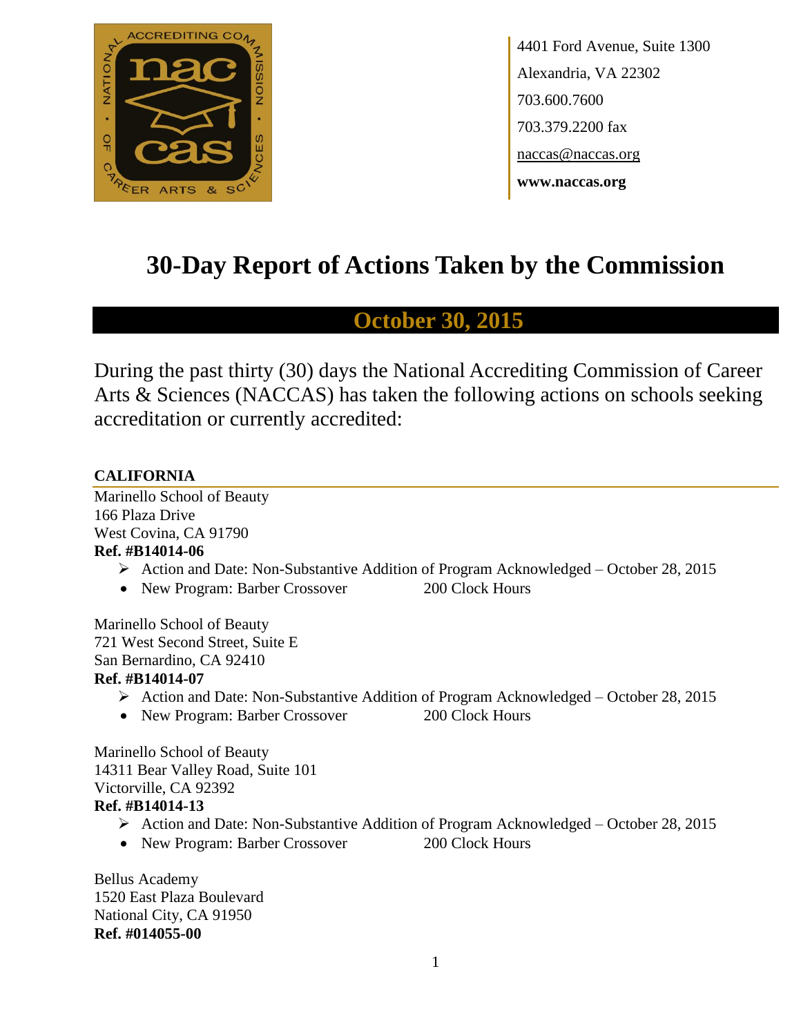4401 Ford Avenue, Suite 1300
Alexandria, VA 22302
703.600.7600
703.379.2200 fax
naccas@naccas.org
**www.naccas.org**

# 30-Day Report of Actions Taken by the Commission

## October 30, 2015

During the past thirty (30) days the National Accrediting Commission of Career Arts & Sciences (NACCAS) has taken the following actions on schools seeking accreditation or currently accredited:

### CALIFORNIA

Marinello School of Beauty
166 Plaza Drive
West Covina, CA 91790
**Ref. #B14014-06**

- Action and Date: Non-Substantive Addition of Program Acknowledged – October 28, 2015
- New Program: Barber Crossover 200 Clock Hours

Marinello School of Beauty
721 West Second Street, Suite E
San Bernardino, CA 92410
**Ref. #B14014-07**

- Action and Date: Non-Substantive Addition of Program Acknowledged – October 28, 2015
- New Program: Barber Crossover 200 Clock Hours

Marinello School of Beauty
14311 Bear Valley Road, Suite 101
Victorville, CA 92392
**Ref. #B14014-13**

- Action and Date: Non-Substantive Addition of Program Acknowledged – October 28, 2015
- New Program: Barber Crossover 200 Clock Hours

Bellus Academy
1520 East Plaza Boulevard
National City, CA 91950
**Ref. #014055-00**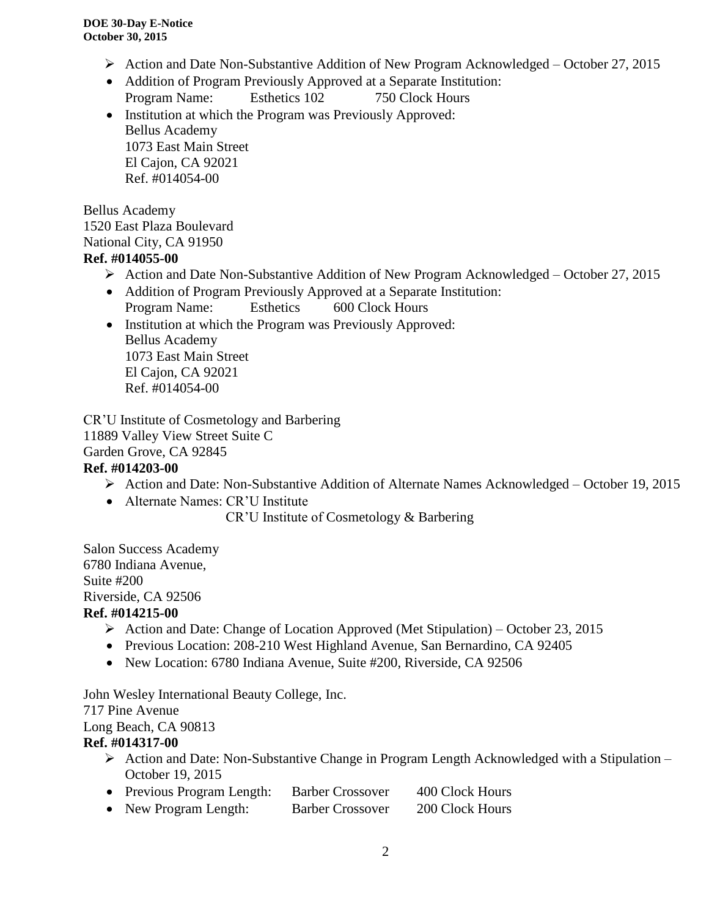- Action and Date Non-Substantive Addition of New Program Acknowledged – October 27, 2015
- Addition of Program Previously Approved at a Separate Institution:
  Program Name: Esthetics 102 750 Clock Hours
- Institution at which the Program was Previously Approved:
  Bellus Academy
  1073 East Main Street
  El Cajon, CA 92021
  Ref. #014054-00

Bellus Academy
1520 East Plaza Boulevard
National City, CA 91950
**Ref. #014055-00**

- Action and Date Non-Substantive Addition of New Program Acknowledged – October 27, 2015
- Addition of Program Previously Approved at a Separate Institution:
  Program Name: Esthetics 600 Clock Hours
- Institution at which the Program was Previously Approved:
  Bellus Academy
  1073 East Main Street
  El Cajon, CA 92021
  Ref. #014054-00

CR'U Institute of Cosmetology and Barbering
11889 Valley View Street Suite C
Garden Grove, CA 92845
**Ref. #014203-00**

- Action and Date: Non-Substantive Addition of Alternate Names Acknowledged – October 19, 2015
- Alternate Names: CR'U Institute
  CR'U Institute of Cosmetology & Barbering

Salon Success Academy
6780 Indiana Avenue,
Suite #200
Riverside, CA 92506
**Ref. #014215-00**

- Action and Date: Change of Location Approved (Met Stipulation) – October 23, 2015
- Previous Location: 208-210 West Highland Avenue, San Bernardino, CA 92405
- New Location: 6780 Indiana Avenue, Suite #200, Riverside, CA 92506

John Wesley International Beauty College, Inc.
717 Pine Avenue
Long Beach, CA 90813
**Ref. #014317-00**

- Action and Date: Non-Substantive Change in Program Length Acknowledged with a Stipulation – October 19, 2015
- Previous Program Length: Barber Crossover 400 Clock Hours
- New Program Length: Barber Crossover 200 Clock Hours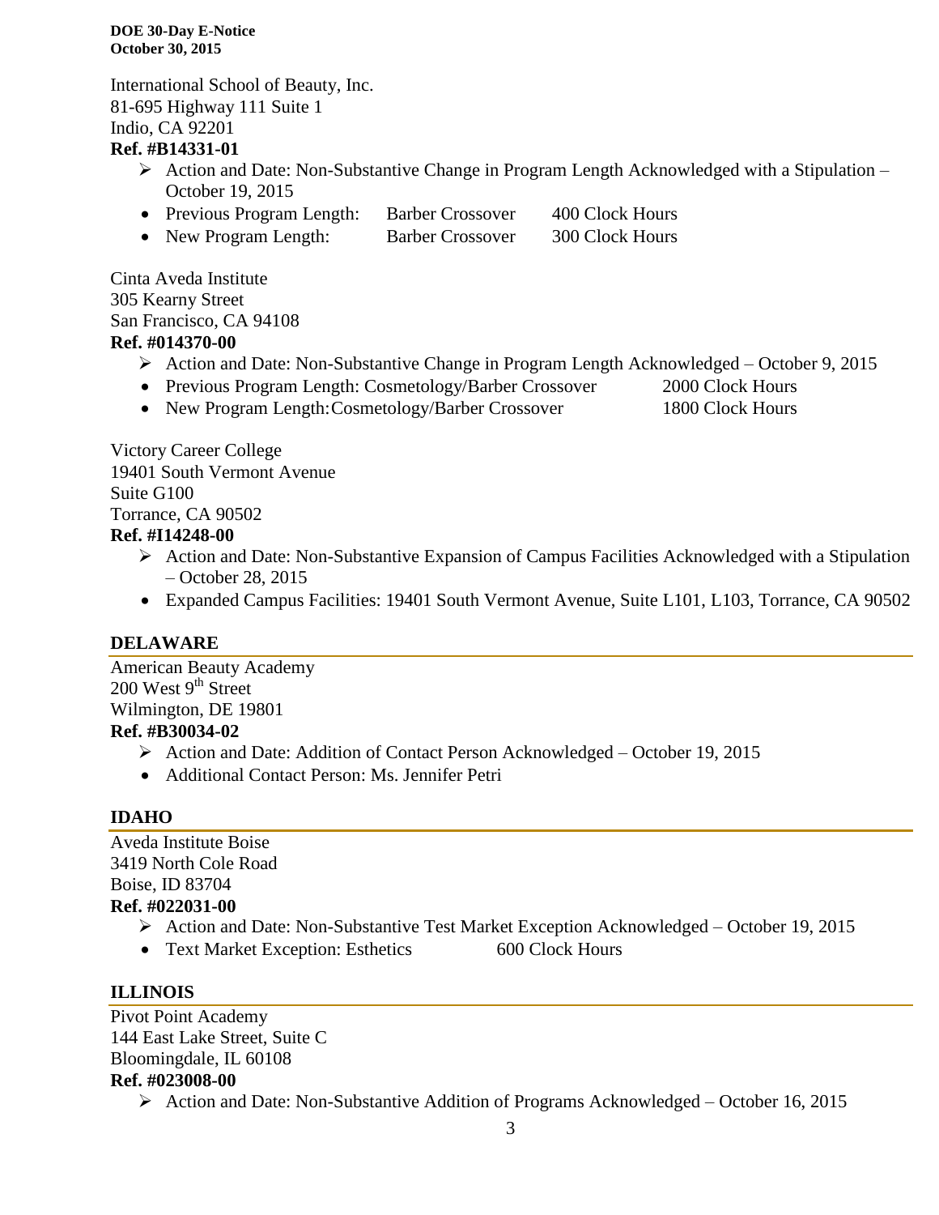International School of Beauty, Inc.
81-695 Highway 111 Suite 1
Indio, CA 92201
**Ref. #B14331-01**

- Action and Date: Non-Substantive Change in Program Length Acknowledged with a Stipulation – October 19, 2015
- Previous Program Length: Barber Crossover 400 Clock Hours
- New Program Length: Barber Crossover 300 Clock Hours

Cinta Aveda Institute
305 Kearny Street
San Francisco, CA 94108
**Ref. #014370-00**

- Action and Date: Non-Substantive Change in Program Length Acknowledged – October 9, 2015
- Previous Program Length: Cosmetology/Barber Crossover 2000 Clock Hours
- New Program Length: Cosmetology/Barber Crossover 1800 Clock Hours

Victory Career College
19401 South Vermont Avenue
Suite G100
Torrance, CA 90502
**Ref. #I14248-00**

- Action and Date: Non-Substantive Expansion of Campus Facilities Acknowledged with a Stipulation – October 28, 2015
- Expanded Campus Facilities: 19401 South Vermont Avenue, Suite L101, L103, Torrance, CA 90502

## DELAWARE

American Beauty Academy
200 West 9th Street
Wilmington, DE 19801
**Ref. #B30034-02**

- Action and Date: Addition of Contact Person Acknowledged – October 19, 2015
- Additional Contact Person: Ms. Jennifer Petri

## IDAHO

Aveda Institute Boise
3419 North Cole Road
Boise, ID 83704
**Ref. #022031-00**

- Action and Date: Non-Substantive Test Market Exception Acknowledged – October 19, 2015
- Text Market Exception: Esthetics 600 Clock Hours

## ILLINOIS

Pivot Point Academy
144 East Lake Street, Suite C
Bloomingdale, IL 60108
**Ref. #023008-00**

- Action and Date: Non-Substantive Addition of Programs Acknowledged – October 16, 2015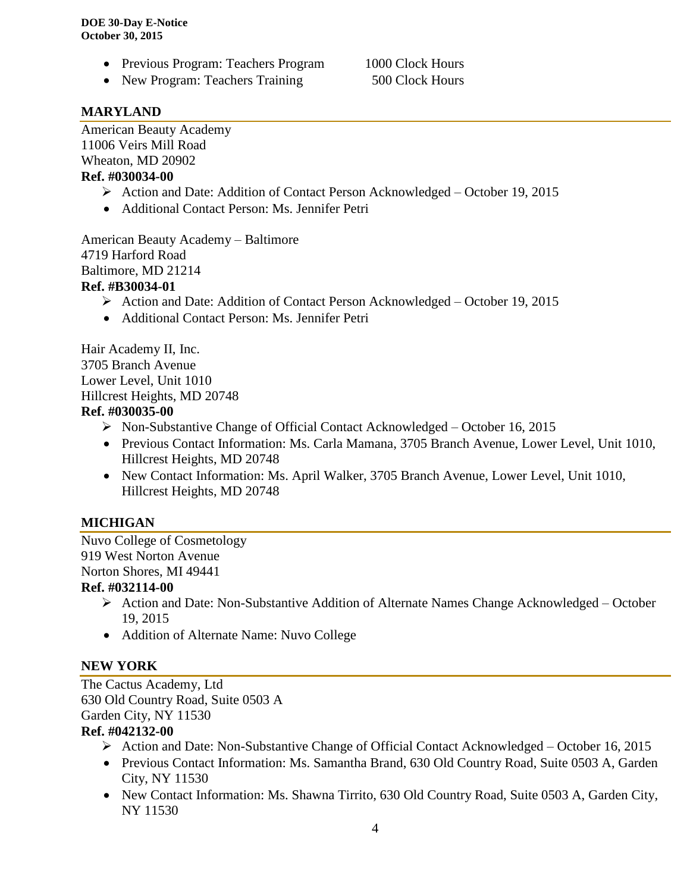- Previous Program: Teachers Program 1000 Clock Hours
- New Program: Teachers Training 500 Clock Hours

## MARYLAND

American Beauty Academy
11006 Veirs Mill Road
Wheaton, MD 20902
**Ref. #030034-00**

- Action and Date: Addition of Contact Person Acknowledged – October 19, 2015
  - Additional Contact Person: Ms. Jennifer Petri

American Beauty Academy – Baltimore
4719 Harford Road
Baltimore, MD 21214
**Ref. #B30034-01**

- Action and Date: Addition of Contact Person Acknowledged – October 19, 2015
  - Additional Contact Person: Ms. Jennifer Petri

Hair Academy II, Inc.
3705 Branch Avenue
Lower Level, Unit 1010
Hillcrest Heights, MD 20748
**Ref. #030035-00**

- Non-Substantive Change of Official Contact Acknowledged – October 16, 2015
  - Previous Contact Information: Ms. Carla Mamana, 3705 Branch Avenue, Lower Level, Unit 1010, Hillcrest Heights, MD 20748
  - New Contact Information: Ms. April Walker, 3705 Branch Avenue, Lower Level, Unit 1010, Hillcrest Heights, MD 20748

## MICHIGAN

Nuvo College of Cosmetology
919 West Norton Avenue
Norton Shores, MI 49441
**Ref. #032114-00**

- Action and Date: Non-Substantive Addition of Alternate Names Change Acknowledged – October 19, 2015
  - Addition of Alternate Name: Nuvo College

## NEW YORK

The Cactus Academy, Ltd
630 Old Country Road, Suite 0503 A
Garden City, NY 11530
**Ref. #042132-00**

- Action and Date: Non-Substantive Change of Official Contact Acknowledged – October 16, 2015
  - Previous Contact Information: Ms. Samantha Brand, 630 Old Country Road, Suite 0503 A, Garden City, NY 11530
  - New Contact Information: Ms. Shawna Tirrito, 630 Old Country Road, Suite 0503 A, Garden City, NY 11530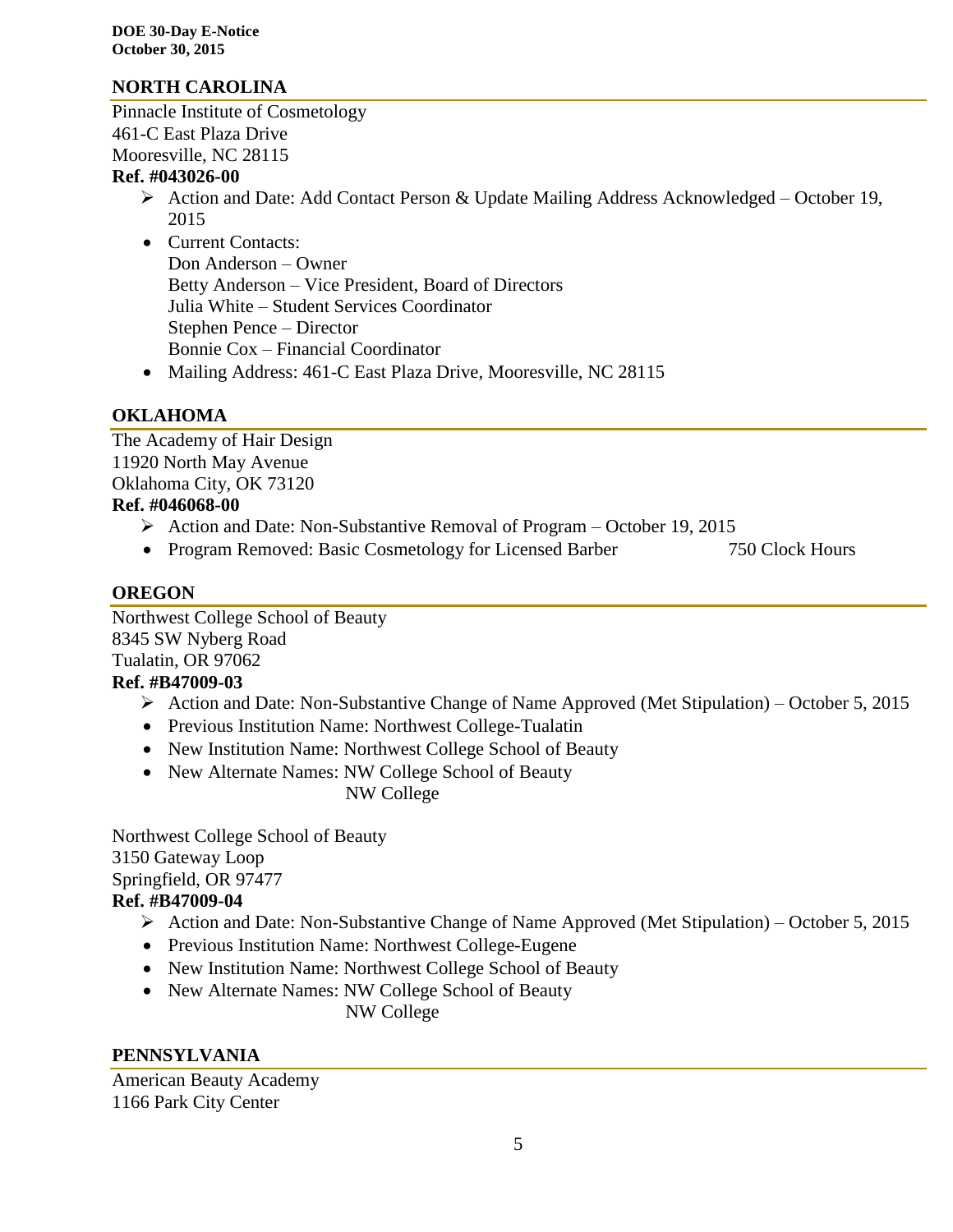## NORTH CAROLINA

Pinnacle Institute of Cosmetology
461-C East Plaza Drive
Mooresville, NC 28115
**Ref. #043026-00**

- Action and Date: Add Contact Person & Update Mailing Address Acknowledged – October 19, 2015
- Current Contacts:
  Don Anderson – Owner
  Betty Anderson – Vice President, Board of Directors
  Julia White – Student Services Coordinator
  Stephen Pence – Director
  Bonnie Cox – Financial Coordinator
- Mailing Address: 461-C East Plaza Drive, Mooresville, NC 28115

## OKLAHOMA

The Academy of Hair Design
11920 North May Avenue
Oklahoma City, OK 73120
**Ref. #046068-00**

- Action and Date: Non-Substantive Removal of Program – October 19, 2015
- Program Removed: Basic Cosmetology for Licensed Barber 750 Clock Hours

## OREGON

Northwest College School of Beauty
8345 SW Nyberg Road
Tualatin, OR 97062
**Ref. #B47009-03**

- Action and Date: Non-Substantive Change of Name Approved (Met Stipulation) – October 5, 2015
- Previous Institution Name: Northwest College-Tualatin
- New Institution Name: Northwest College School of Beauty
- New Alternate Names: NW College School of Beauty
  NW College

Northwest College School of Beauty
3150 Gateway Loop
Springfield, OR 97477
**Ref. #B47009-04**

- Action and Date: Non-Substantive Change of Name Approved (Met Stipulation) – October 5, 2015
- Previous Institution Name: Northwest College-Eugene
- New Institution Name: Northwest College School of Beauty
- New Alternate Names: NW College School of Beauty
  NW College

## PENNSYLVANIA

American Beauty Academy
1166 Park City Center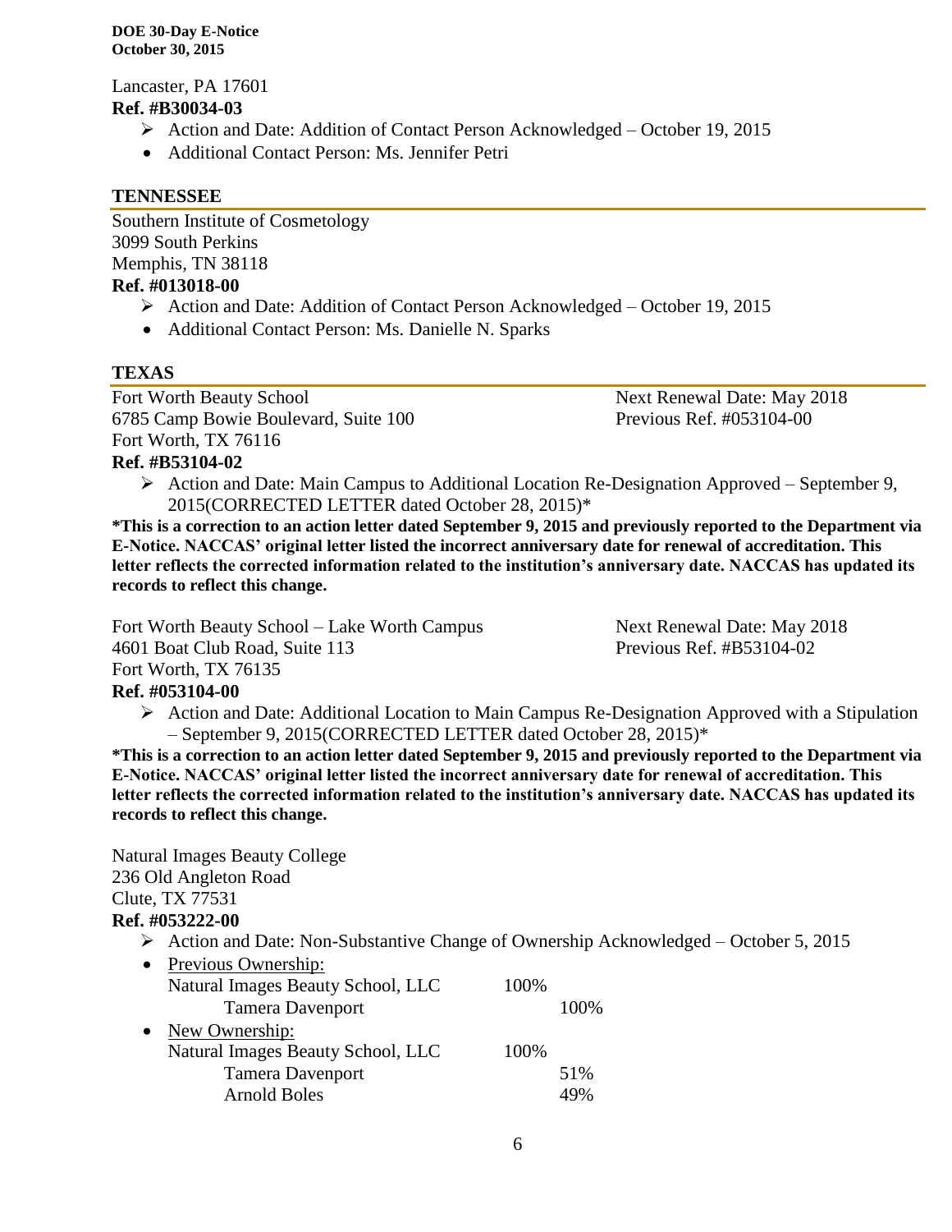Lancaster, PA 17601

**Ref. #B30034-03**

- ➢ Action and Date: Addition of Contact Person Acknowledged – October 19, 2015
- Additional Contact Person: Ms. Jennifer Petri

## TENNESSEE

Southern Institute of Cosmetology
3099 South Perkins
Memphis, TN 38118

**Ref. #013018-00**

- ➢ Action and Date: Addition of Contact Person Acknowledged – October 19, 2015
- Additional Contact Person: Ms. Danielle N. Sparks

## TEXAS

Fort Worth Beauty School
6785 Camp Bowie Boulevard, Suite 100
Fort Worth, TX 76116

Next Renewal Date: May 2018
Previous Ref. #053104-00

**Ref. #B53104-02**

- ➢ Action and Date: Main Campus to Additional Location Re-Designation Approved – September 9, 2015(CORRECTED LETTER dated October 28, 2015)*

**\*This is a correction to an action letter dated September 9, 2015 and previously reported to the Department via E-Notice. NACCAS' original letter listed the incorrect anniversary date for renewal of accreditation. This letter reflects the corrected information related to the institution's anniversary date. NACCAS has updated its records to reflect this change.**

Fort Worth Beauty School – Lake Worth Campus
4601 Boat Club Road, Suite 113
Fort Worth, TX 76135

Next Renewal Date: May 2018
Previous Ref. #B53104-02

**Ref. #053104-00**

- ➢ Action and Date: Additional Location to Main Campus Re-Designation Approved with a Stipulation – September 9, 2015(CORRECTED LETTER dated October 28, 2015)*

**\*This is a correction to an action letter dated September 9, 2015 and previously reported to the Department via E-Notice. NACCAS' original letter listed the incorrect anniversary date for renewal of accreditation. This letter reflects the corrected information related to the institution's anniversary date. NACCAS has updated its records to reflect this change.**

Natural Images Beauty College
236 Old Angleton Road
Clute, TX 77531

**Ref. #053222-00**

- ➢ Action and Date: Non-Substantive Change of Ownership Acknowledged – October 5, 2015
- Previous Ownership:
  - Natural Images Beauty School, LLC 100%
    - Tamera Davenport 100%
- New Ownership:
  - Natural Images Beauty School, LLC 100%
    - Tamera Davenport 51%
    - Arnold Boles 49%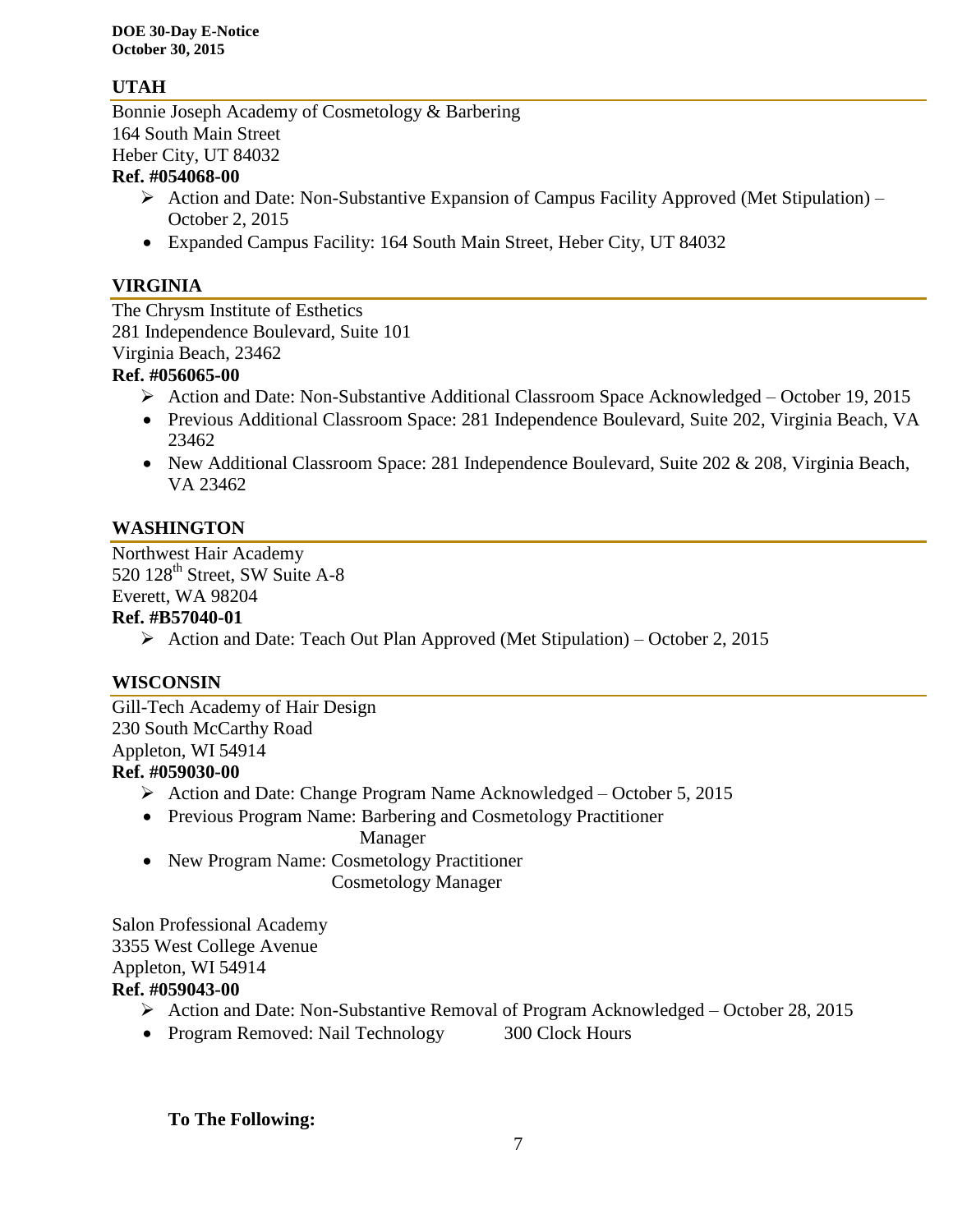## UTAH

Bonnie Joseph Academy of Cosmetology & Barbering
164 South Main Street
Heber City, UT 84032
**Ref. #054068-00**

- Action and Date: Non-Substantive Expansion of Campus Facility Approved (Met Stipulation) – October 2, 2015
- Expanded Campus Facility: 164 South Main Street, Heber City, UT 84032

## VIRGINIA

The Chrysm Institute of Esthetics
281 Independence Boulevard, Suite 101
Virginia Beach, 23462
**Ref. #056065-00**

- Action and Date: Non-Substantive Additional Classroom Space Acknowledged – October 19, 2015
- Previous Additional Classroom Space: 281 Independence Boulevard, Suite 202, Virginia Beach, VA 23462
- New Additional Classroom Space: 281 Independence Boulevard, Suite 202 & 208, Virginia Beach, VA 23462

## WASHINGTON

Northwest Hair Academy
520 128th Street, SW Suite A-8
Everett, WA 98204
**Ref. #B57040-01**

- Action and Date: Teach Out Plan Approved (Met Stipulation) – October 2, 2015

## WISCONSIN

Gill-Tech Academy of Hair Design
230 South McCarthy Road
Appleton, WI 54914
**Ref. #059030-00**

- Action and Date: Change Program Name Acknowledged – October 5, 2015
- Previous Program Name: Barbering and Cosmetology Practitioner
  Manager
- New Program Name: Cosmetology Practitioner
  Cosmetology Manager

Salon Professional Academy
3355 West College Avenue
Appleton, WI 54914
**Ref. #059043-00**

- Action and Date: Non-Substantive Removal of Program Acknowledged – October 28, 2015
- Program Removed: Nail Technology 300 Clock Hours

**To The Following:**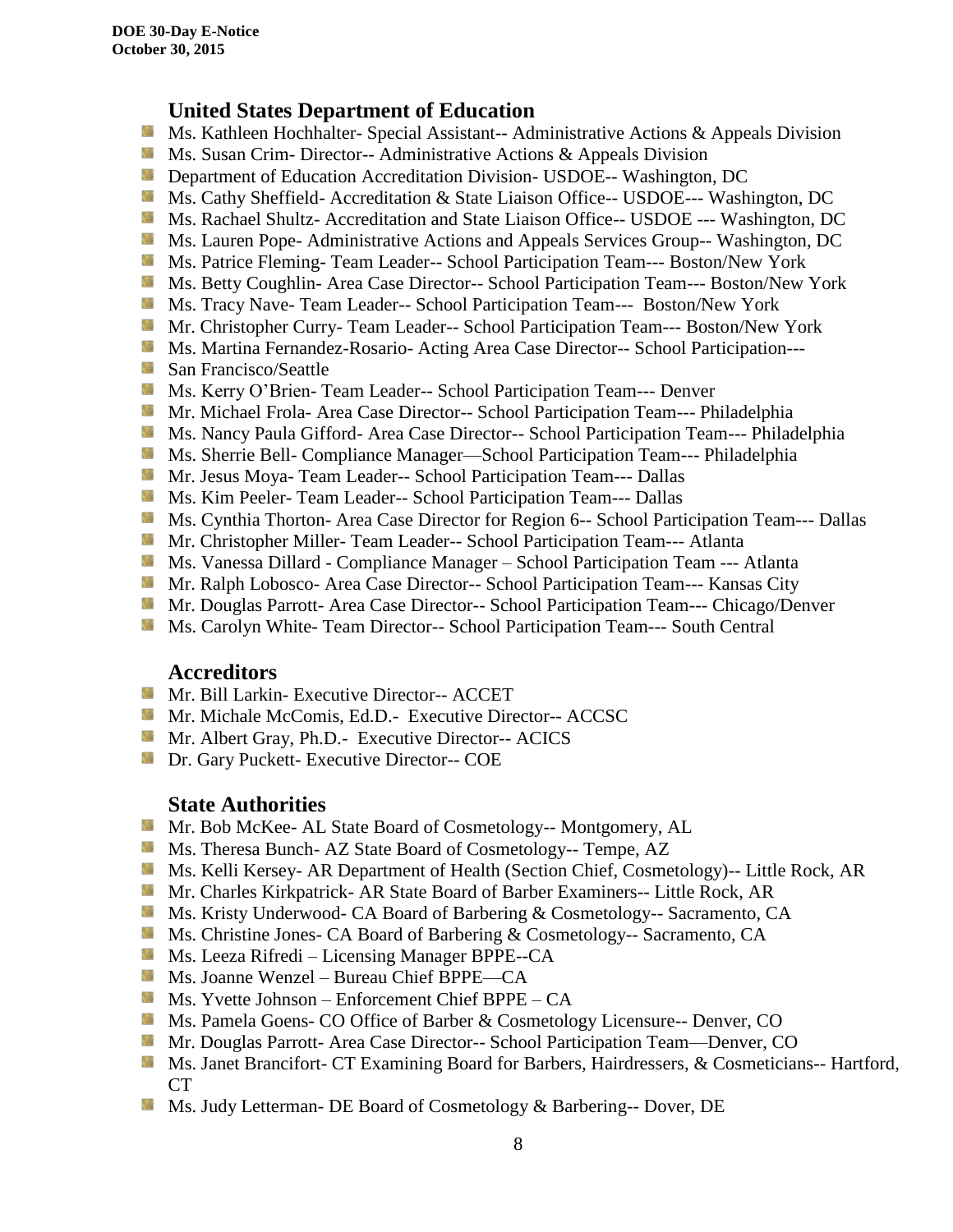## United States Department of Education

- Ms. Kathleen Hochhalter- Special Assistant-- Administrative Actions & Appeals Division
- Ms. Susan Crim- Director-- Administrative Actions & Appeals Division
- Department of Education Accreditation Division- USDOE-- Washington, DC
- Ms. Cathy Sheffield- Accreditation & State Liaison Office-- USDOE--- Washington, DC
- Ms. Rachael Shultz- Accreditation and State Liaison Office-- USDOE --- Washington, DC
- Ms. Lauren Pope- Administrative Actions and Appeals Services Group-- Washington, DC
- Ms. Patrice Fleming- Team Leader-- School Participation Team--- Boston/New York
- Ms. Betty Coughlin- Area Case Director-- School Participation Team--- Boston/New York
- Ms. Tracy Nave- Team Leader-- School Participation Team--- Boston/New York
- Mr. Christopher Curry- Team Leader-- School Participation Team--- Boston/New York
- Ms. Martina Fernandez-Rosario- Acting Area Case Director-- School Participation---
- San Francisco/Seattle
- Ms. Kerry O'Brien- Team Leader-- School Participation Team--- Denver
- Mr. Michael Frola- Area Case Director-- School Participation Team--- Philadelphia
- Ms. Nancy Paula Gifford- Area Case Director-- School Participation Team--- Philadelphia
- Ms. Sherrie Bell- Compliance Manager—School Participation Team--- Philadelphia
- Mr. Jesus Moya- Team Leader-- School Participation Team--- Dallas
- Ms. Kim Peeler- Team Leader-- School Participation Team--- Dallas
- Ms. Cynthia Thorton- Area Case Director for Region 6-- School Participation Team--- Dallas
- Mr. Christopher Miller- Team Leader-- School Participation Team--- Atlanta
- Ms. Vanessa Dillard - Compliance Manager – School Participation Team --- Atlanta
- Mr. Ralph Lobosco- Area Case Director-- School Participation Team--- Kansas City
- Mr. Douglas Parrott- Area Case Director-- School Participation Team--- Chicago/Denver
- Ms. Carolyn White- Team Director-- School Participation Team--- South Central

## Accreditors

- Mr. Bill Larkin- Executive Director-- ACCET
- Mr. Michale McComis, Ed.D.- Executive Director-- ACCSC
- Mr. Albert Gray, Ph.D.- Executive Director-- ACICS
- Dr. Gary Puckett- Executive Director-- COE

## State Authorities

- Mr. Bob McKee- AL State Board of Cosmetology-- Montgomery, AL
- Ms. Theresa Bunch- AZ State Board of Cosmetology-- Tempe, AZ
- Ms. Kelli Kersey- AR Department of Health (Section Chief, Cosmetology)-- Little Rock, AR
- Mr. Charles Kirkpatrick- AR State Board of Barber Examiners-- Little Rock, AR
- Ms. Kristy Underwood- CA Board of Barbering & Cosmetology-- Sacramento, CA
- Ms. Christine Jones- CA Board of Barbering & Cosmetology-- Sacramento, CA
- Ms. Leeza Rifredi – Licensing Manager BPPE--CA
- Ms. Joanne Wenzel – Bureau Chief BPPE—CA
- Ms. Yvette Johnson – Enforcement Chief BPPE – CA
- Ms. Pamela Goens- CO Office of Barber & Cosmetology Licensure-- Denver, CO
- Mr. Douglas Parrott- Area Case Director-- School Participation Team—Denver, CO
- Ms. Janet Brancifort- CT Examining Board for Barbers, Hairdressers, & Cosmeticians-- Hartford, CT
- Ms. Judy Letterman- DE Board of Cosmetology & Barbering-- Dover, DE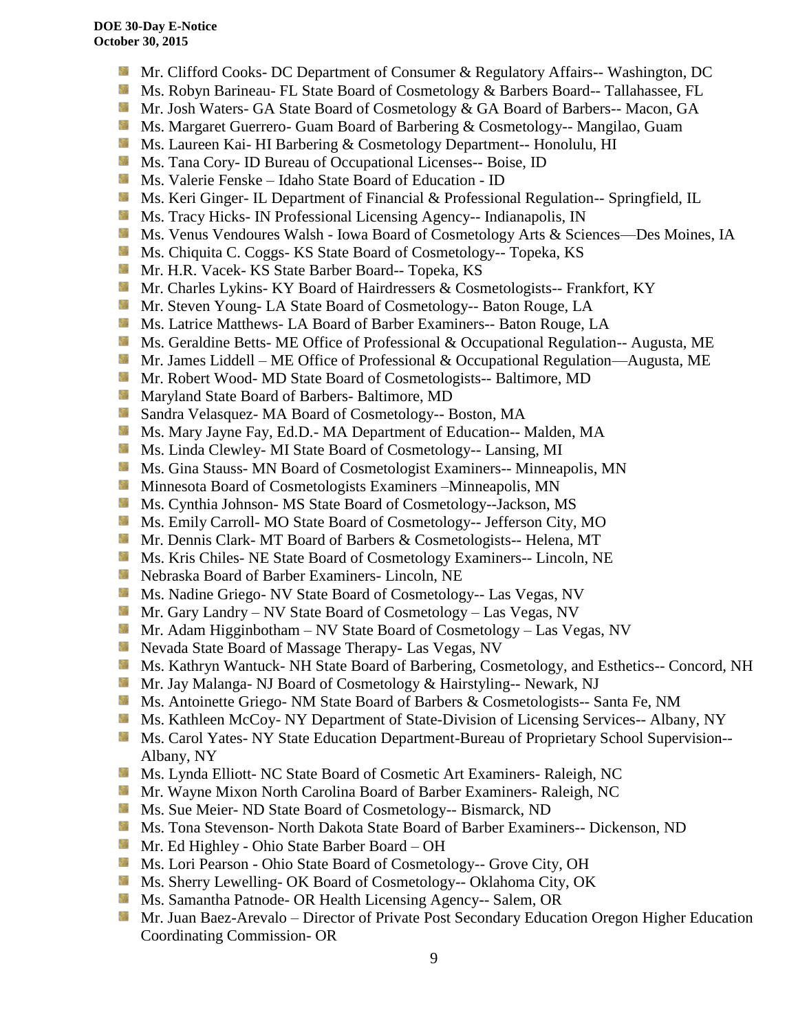- Mr. Clifford Cooks- DC Department of Consumer & Regulatory Affairs-- Washington, DC
- Ms. Robyn Barineau- FL State Board of Cosmetology & Barbers Board-- Tallahassee, FL
- Mr. Josh Waters- GA State Board of Cosmetology & GA Board of Barbers-- Macon, GA
- Ms. Margaret Guerrero- Guam Board of Barbering & Cosmetology-- Mangilao, Guam
- Ms. Laureen Kai- HI Barbering & Cosmetology Department-- Honolulu, HI
- Ms. Tana Cory- ID Bureau of Occupational Licenses-- Boise, ID
- Ms. Valerie Fenske – Idaho State Board of Education - ID
- Ms. Keri Ginger- IL Department of Financial & Professional Regulation-- Springfield, IL
- Ms. Tracy Hicks- IN Professional Licensing Agency-- Indianapolis, IN
- Ms. Venus Vendoures Walsh - Iowa Board of Cosmetology Arts & Sciences—Des Moines, IA
- Ms. Chiquita C. Coggs- KS State Board of Cosmetology-- Topeka, KS
- Mr. H.R. Vacek- KS State Barber Board-- Topeka, KS
- Mr. Charles Lykins- KY Board of Hairdressers & Cosmetologists-- Frankfort, KY
- Mr. Steven Young- LA State Board of Cosmetology-- Baton Rouge, LA
- Ms. Latrice Matthews- LA Board of Barber Examiners-- Baton Rouge, LA
- Ms. Geraldine Betts- ME Office of Professional & Occupational Regulation-- Augusta, ME
- Mr. James Liddell – ME Office of Professional & Occupational Regulation—Augusta, ME
- Mr. Robert Wood- MD State Board of Cosmetologists-- Baltimore, MD
- Maryland State Board of Barbers- Baltimore, MD
- Sandra Velasquez- MA Board of Cosmetology-- Boston, MA
- Ms. Mary Jayne Fay, Ed.D.- MA Department of Education-- Malden, MA
- Ms. Linda Clewley- MI State Board of Cosmetology-- Lansing, MI
- Ms. Gina Stauss- MN Board of Cosmetologist Examiners-- Minneapolis, MN
- Minnesota Board of Cosmetologists Examiners –Minneapolis, MN
- Ms. Cynthia Johnson- MS State Board of Cosmetology--Jackson, MS
- Ms. Emily Carroll- MO State Board of Cosmetology-- Jefferson City, MO
- Mr. Dennis Clark- MT Board of Barbers & Cosmetologists-- Helena, MT
- Ms. Kris Chiles- NE State Board of Cosmetology Examiners-- Lincoln, NE
- Nebraska Board of Barber Examiners- Lincoln, NE
- Ms. Nadine Griego- NV State Board of Cosmetology-- Las Vegas, NV
- Mr. Gary Landry – NV State Board of Cosmetology – Las Vegas, NV
- Mr. Adam Higginbotham – NV State Board of Cosmetology – Las Vegas, NV
- Nevada State Board of Massage Therapy- Las Vegas, NV
- Ms. Kathryn Wantuck- NH State Board of Barbering, Cosmetology, and Esthetics-- Concord, NH
- Mr. Jay Malanga- NJ Board of Cosmetology & Hairstyling-- Newark, NJ
- Ms. Antoinette Griego- NM State Board of Barbers & Cosmetologists-- Santa Fe, NM
- Ms. Kathleen McCoy- NY Department of State-Division of Licensing Services-- Albany, NY
- Ms. Carol Yates- NY State Education Department-Bureau of Proprietary School Supervision-- Albany, NY
- Ms. Lynda Elliott- NC State Board of Cosmetic Art Examiners- Raleigh, NC
- Mr. Wayne Mixon North Carolina Board of Barber Examiners- Raleigh, NC
- Ms. Sue Meier- ND State Board of Cosmetology-- Bismarck, ND
- Ms. Tona Stevenson- North Dakota State Board of Barber Examiners-- Dickenson, ND
- Mr. Ed Highley - Ohio State Barber Board – OH
- Ms. Lori Pearson - Ohio State Board of Cosmetology-- Grove City, OH
- Ms. Sherry Lewelling- OK Board of Cosmetology-- Oklahoma City, OK
- Ms. Samantha Patnode- OR Health Licensing Agency-- Salem, OR
- Mr. Juan Baez-Arevalo – Director of Private Post Secondary Education Oregon Higher Education Coordinating Commission- OR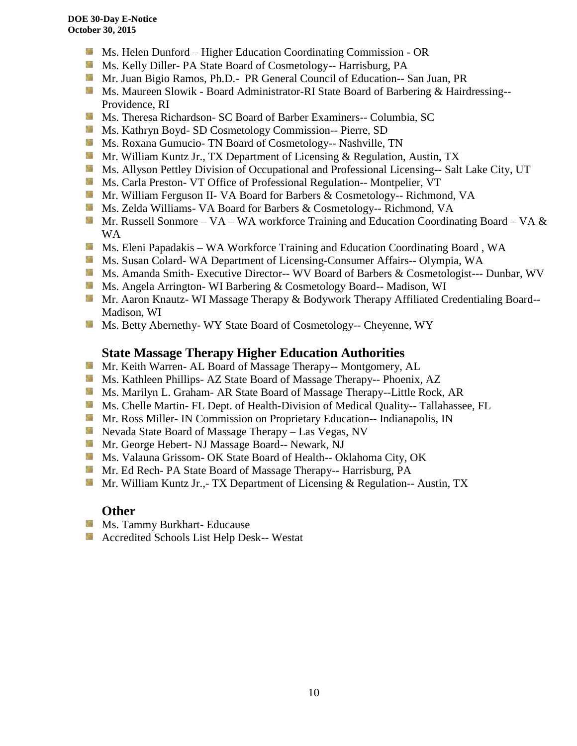- Ms. Helen Dunford – Higher Education Coordinating Commission - OR
- Ms. Kelly Diller- PA State Board of Cosmetology-- Harrisburg, PA
- Mr. Juan Bigio Ramos, Ph.D.- PR General Council of Education-- San Juan, PR
- Ms. Maureen Slowik - Board Administrator-RI State Board of Barbering & Hairdressing-- Providence, RI
- Ms. Theresa Richardson- SC Board of Barber Examiners-- Columbia, SC
- Ms. Kathryn Boyd- SD Cosmetology Commission-- Pierre, SD
- Ms. Roxana Gumucio- TN Board of Cosmetology-- Nashville, TN
- Mr. William Kuntz Jr., TX Department of Licensing & Regulation, Austin, TX
- Ms. Allyson Pettley Division of Occupational and Professional Licensing-- Salt Lake City, UT
- Ms. Carla Preston- VT Office of Professional Regulation-- Montpelier, VT
- Mr. William Ferguson II- VA Board for Barbers & Cosmetology-- Richmond, VA
- Ms. Zelda Williams- VA Board for Barbers & Cosmetology-- Richmond, VA
- Mr. Russell Sonmore – VA – WA workforce Training and Education Coordinating Board – VA & WA
- Ms. Eleni Papadakis – WA Workforce Training and Education Coordinating Board , WA
- Ms. Susan Colard- WA Department of Licensing-Consumer Affairs-- Olympia, WA
- Ms. Amanda Smith- Executive Director-- WV Board of Barbers & Cosmetologist--- Dunbar, WV
- Ms. Angela Arrington- WI Barbering & Cosmetology Board-- Madison, WI
- Mr. Aaron Knautz- WI Massage Therapy & Bodywork Therapy Affiliated Credentialing Board-- Madison, WI
- Ms. Betty Abernethy- WY State Board of Cosmetology-- Cheyenne, WY

## State Massage Therapy Higher Education Authorities

- Mr. Keith Warren- AL Board of Massage Therapy-- Montgomery, AL
- Ms. Kathleen Phillips- AZ State Board of Massage Therapy-- Phoenix, AZ
- Ms. Marilyn L. Graham- AR State Board of Massage Therapy--Little Rock, AR
- Ms. Chelle Martin- FL Dept. of Health-Division of Medical Quality-- Tallahassee, FL
- Mr. Ross Miller- IN Commission on Proprietary Education-- Indianapolis, IN
- Nevada State Board of Massage Therapy – Las Vegas, NV
- Mr. George Hebert- NJ Massage Board-- Newark, NJ
- Ms. Valauna Grissom- OK State Board of Health-- Oklahoma City, OK
- Mr. Ed Rech- PA State Board of Massage Therapy-- Harrisburg, PA
- Mr. William Kuntz Jr.,- TX Department of Licensing & Regulation-- Austin, TX

## Other

- Ms. Tammy Burkhart- Educause
- Accredited Schools List Help Desk-- Westat